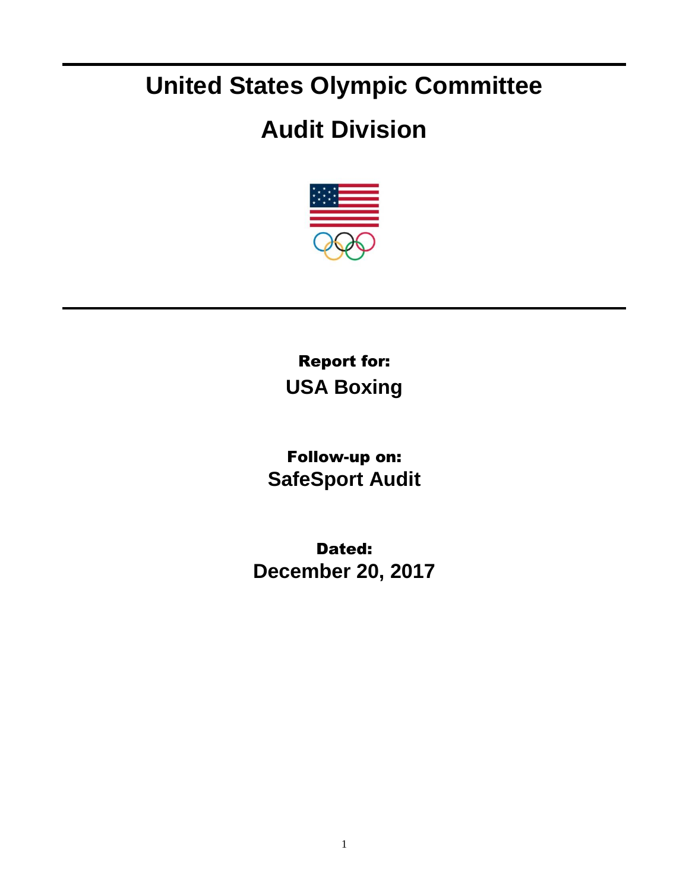# United States Olympic Committee

# Audit Division

**Report for:**

**USA Boxing**

**Follow-up on:**

**SafeSport Audit**

**Dated:**

**December 20, 2017**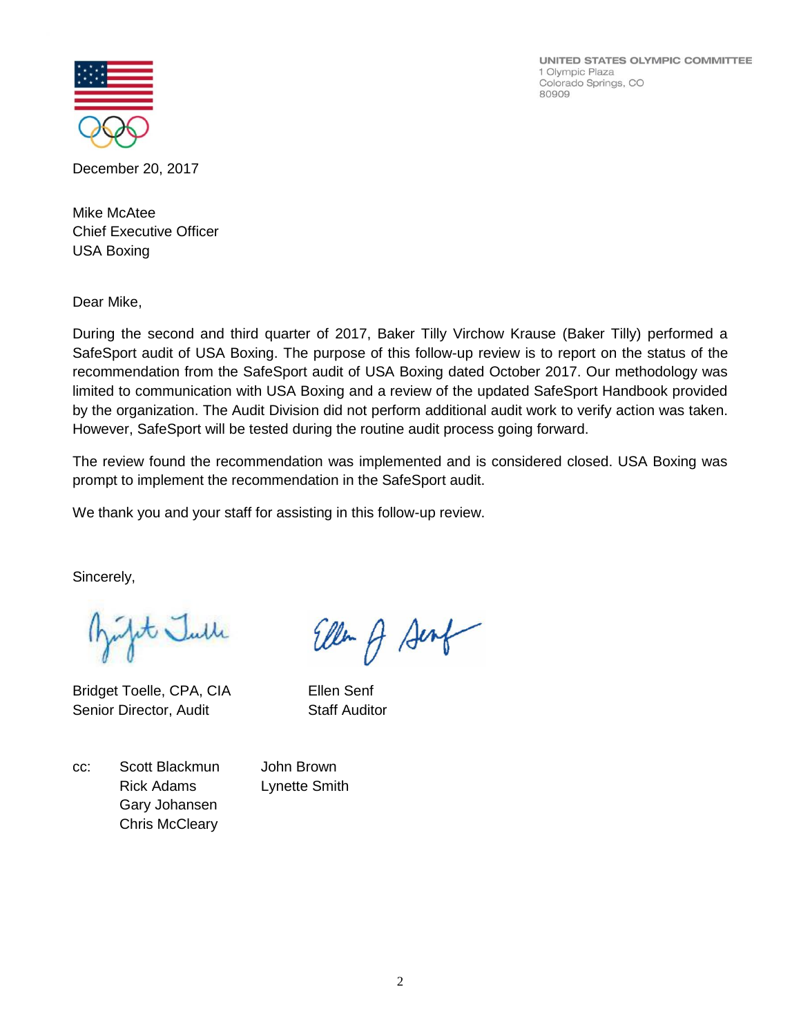UNITED STATES OLYMPIC COMMITTEE
1 Olympic Plaza
Colorado Springs, CO
80909

December 20, 2017

Mike McAtee
Chief Executive Officer
USA Boxing

Dear Mike,

During the second and third quarter of 2017, Baker Tilly Virchow Krause (Baker Tilly) performed a SafeSport audit of USA Boxing. The purpose of this follow-up review is to report on the status of the recommendation from the SafeSport audit of USA Boxing dated October 2017. Our methodology was limited to communication with USA Boxing and a review of the updated SafeSport Handbook provided by the organization. The Audit Division did not perform additional audit work to verify action was taken. However, SafeSport will be tested during the routine audit process going forward.

The review found the recommendation was implemented and is considered closed. USA Boxing was prompt to implement the recommendation in the SafeSport audit.

We thank you and your staff for assisting in this follow-up review.

Sincerely,

Bridget Toelle, CPA, CIA
Senior Director, Audit

Ellen Senf
Staff Auditor

cc: Scott Blackmun
Rick Adams
Gary Johansen
Chris McCleary
John Brown
Lynette Smith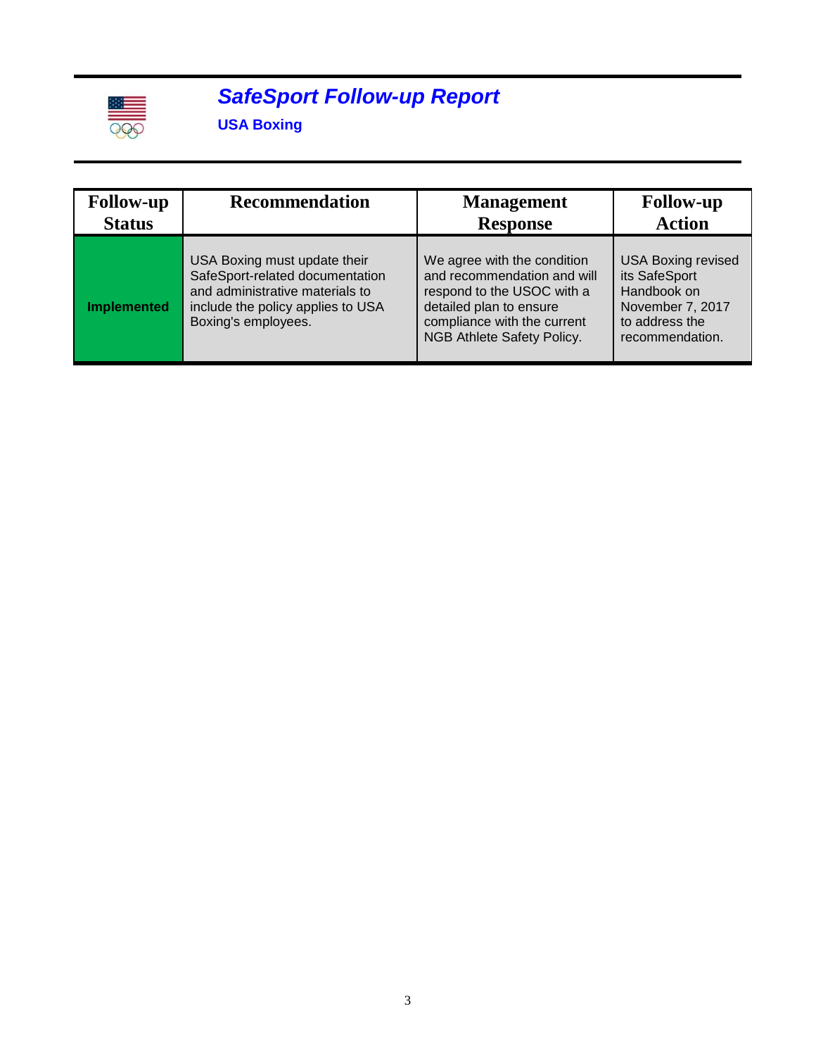# *SafeSport Follow-up Report*

**USA Boxing**

| Follow-up Status | Recommendation | Management Response | Follow-up Action |
|---|---|---|---|
| **Implemented** | USA Boxing must update their SafeSport-related documentation and administrative materials to include the policy applies to USA Boxing's employees. | We agree with the condition and recommendation and will respond to the USOC with a detailed plan to ensure compliance with the current NGB Athlete Safety Policy. | USA Boxing revised its SafeSport Handbook on November 7, 2017 to address the recommendation. |